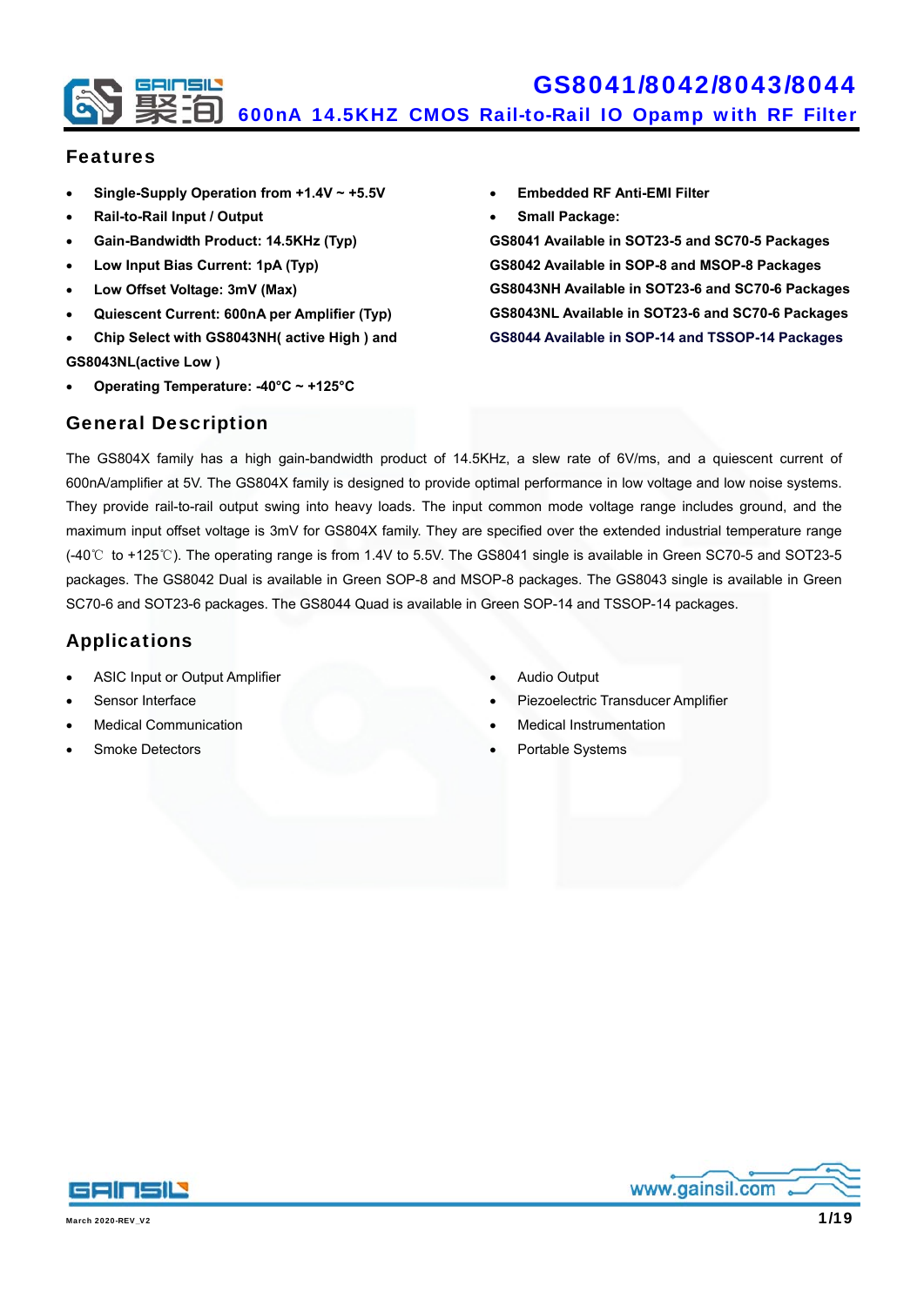# GS8041/8042/8043/8044

## 600nA 14.5KHZ CMOS Rail-to-Rail IO Opamp with RF Filter

## Features

- **Single-Supply Operation from +1.4V ~ +5.5V**
- **Rail-to-Rail Input / Output**
- **Gain-Bandwidth Product: 14.5KHz (Typ)**
- **Low Input Bias Current: 1pA (Typ)**
- **Low Offset Voltage: 3mV (Max)**
- **Quiescent Current: 600nA per Amplifier (Typ)**
- **Chip Select with GS8043NH( active High ) and GS8043NL(active Low )**
- **Operating Temperature: -40°C ~ +125°C**
- **Embedded RF Anti-EMI Filter**
- **Small Package:**

**GS8041 Available in SOT23-5 and SC70-5 Packages**
**GS8042 Available in SOP-8 and MSOP-8 Packages**
**GS8043NH Available in SOT23-6 and SC70-6 Packages**
**GS8043NL Available in SOT23-6 and SC70-6 Packages**
**GS8044 Available in SOP-14 and TSSOP-14 Packages**

## General Description

The GS804X family has a high gain-bandwidth product of 14.5KHz, a slew rate of 6V/ms, and a quiescent current of 600nA/amplifier at 5V. The GS804X family is designed to provide optimal performance in low voltage and low noise systems. They provide rail-to-rail output swing into heavy loads. The input common mode voltage range includes ground, and the maximum input offset voltage is 3mV for GS804X family. They are specified over the extended industrial temperature range (-40℃ to +125℃). The operating range is from 1.4V to 5.5V. The GS8041 single is available in Green SC70-5 and SOT23-5 packages. The GS8042 Dual is available in Green SOP-8 and MSOP-8 packages. The GS8043 single is available in Green SC70-6 and SOT23-6 packages. The GS8044 Quad is available in Green SOP-14 and TSSOP-14 packages.

## Applications

- ASIC Input or Output Amplifier
- Sensor Interface
- Medical Communication
- Smoke Detectors
- Audio Output
- Piezoelectric Transducer Amplifier
- Medical Instrumentation
- Portable Systems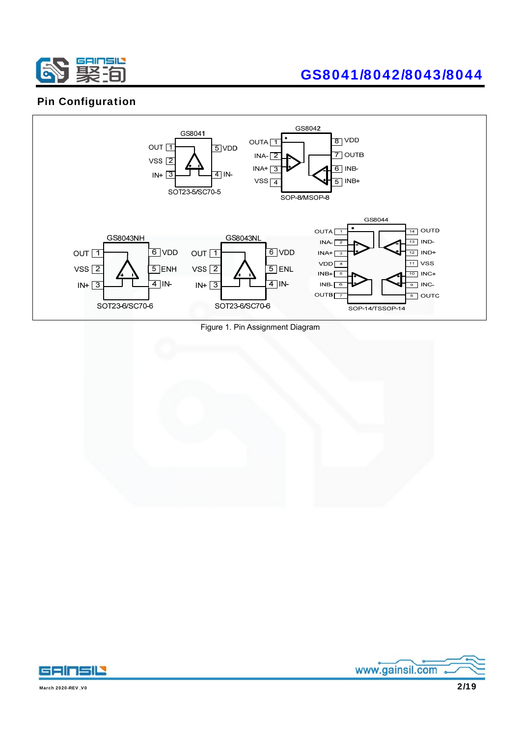## Pin Configuration

**GS8041** (SOT23-5/SC70-5)

| Pin | Name |
| --- | --- |
| 1 | OUT |
| 2 | VSS |
| 3 | IN+ |
| 4 | IN- |
| 5 | VDD |

**GS8042** (SOP-8/MSOP-8)

| Pin | Name |
| --- | --- |
| 1 | OUTA |
| 2 | INA- |
| 3 | INA+ |
| 4 | VSS |
| 5 | INB+ |
| 6 | INB- |
| 7 | OUTB |
| 8 | VDD |

**GS8043NH** (SOT23-6/SC70-6)

| Pin | Name |
| --- | --- |
| 1 | OUT |
| 2 | VSS |
| 3 | IN+ |
| 4 | IN- |
| 5 | ENH |
| 6 | VDD |

**GS8043NL** (SOT23-6/SC70-6)

| Pin | Name |
| --- | --- |
| 1 | OUT |
| 2 | VSS |
| 3 | IN+ |
| 4 | IN- |
| 5 | ENL |
| 6 | VDD |

**GS8044** (SOP-14/TSSOP-14)

| Pin | Name |
| --- | --- |
| 1 | OUTA |
| 2 | INA- |
| 3 | INA+ |
| 4 | VDD |
| 5 | INB+ |
| 6 | INB- |
| 7 | OUTB |
| 8 | OUTC |
| 9 | INC- |
| 10 | INC+ |
| 11 | VSS |
| 12 | IND+ |
| 13 | IND- |
| 14 | OUTD |

Figure 1. Pin Assignment Diagram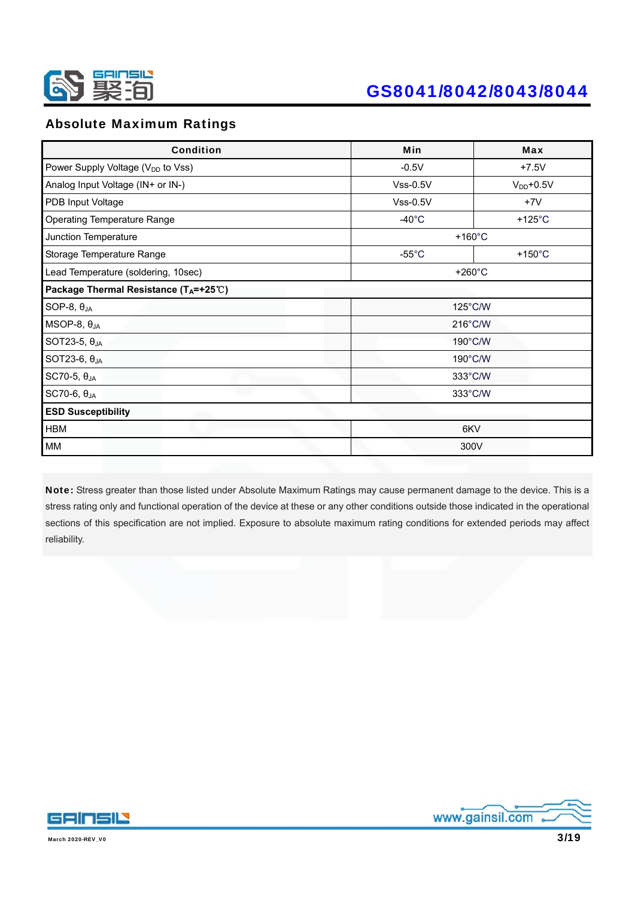## Absolute Maximum Ratings

| Condition | Min | Max |
|---|---|---|
| Power Supply Voltage ($V_{DD}$ to Vss) | -0.5V | +7.5V |
| Analog Input Voltage (IN+ or IN-) | Vss-0.5V | $V_{DD}$+0.5V |
| PDB Input Voltage | Vss-0.5V | +7V |
| Operating Temperature Range | -40°C | +125°C |
| Junction Temperature | +160°C | |
| Storage Temperature Range | -55°C | +150°C |
| Lead Temperature (soldering, 10sec) | +260°C | |
| **Package Thermal Resistance ($T_A$=+25℃)** | | |
| SOP-8, $\theta_{JA}$ | 125°C/W | |
| MSOP-8, $\theta_{JA}$ | 216°C/W | |
| SOT23-5, $\theta_{JA}$ | 190°C/W | |
| SOT23-6, $\theta_{JA}$ | 190°C/W | |
| SC70-5, $\theta_{JA}$ | 333°C/W | |
| SC70-6, $\theta_{JA}$ | 333°C/W | |
| **ESD Susceptibility** | | |
| HBM | 6KV | |
| MM | 300V | |

**Note:** Stress greater than those listed under Absolute Maximum Ratings may cause permanent damage to the device. This is a stress rating only and functional operation of the device at these or any other conditions outside those indicated in the operational sections of this specification are not implied. Exposure to absolute maximum rating conditions for extended periods may affect reliability.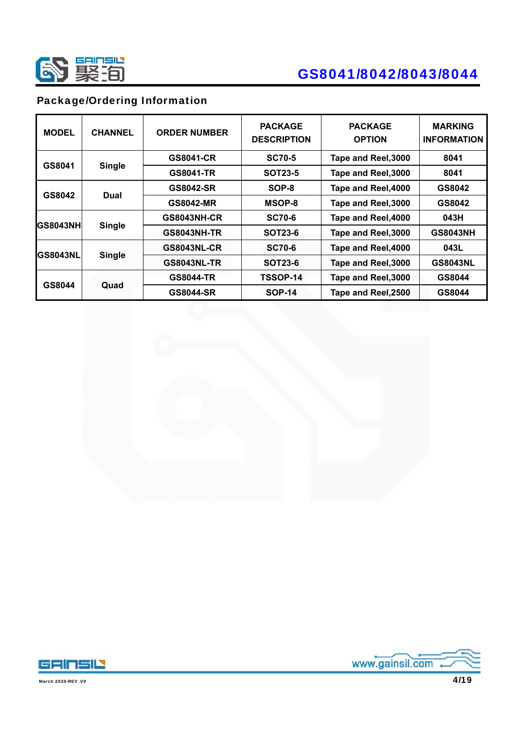## Package/Ordering Information

| MODEL | CHANNEL | ORDER NUMBER | PACKAGE DESCRIPTION | PACKAGE OPTION | MARKING INFORMATION |
|---|---|---|---|---|---|
| GS8041 | Single | GS8041-CR | SC70-5 | Tape and Reel,3000 | 8041 |
| | | GS8041-TR | SOT23-5 | Tape and Reel,3000 | 8041 |
| GS8042 | Dual | GS8042-SR | SOP-8 | Tape and Reel,4000 | GS8042 |
| | | GS8042-MR | MSOP-8 | Tape and Reel,3000 | GS8042 |
| GS8043NH | Single | GS8043NH-CR | SC70-6 | Tape and Reel,4000 | 043H |
| | | GS8043NH-TR | SOT23-6 | Tape and Reel,3000 | GS8043NH |
| GS8043NL | Single | GS8043NL-CR | SC70-6 | Tape and Reel,4000 | 043L |
| | | GS8043NL-TR | SOT23-6 | Tape and Reel,3000 | GS8043NL |
| GS8044 | Quad | GS8044-TR | TSSOP-14 | Tape and Reel,3000 | GS8044 |
| | | GS8044-SR | SOP-14 | Tape and Reel,2500 | GS8044 |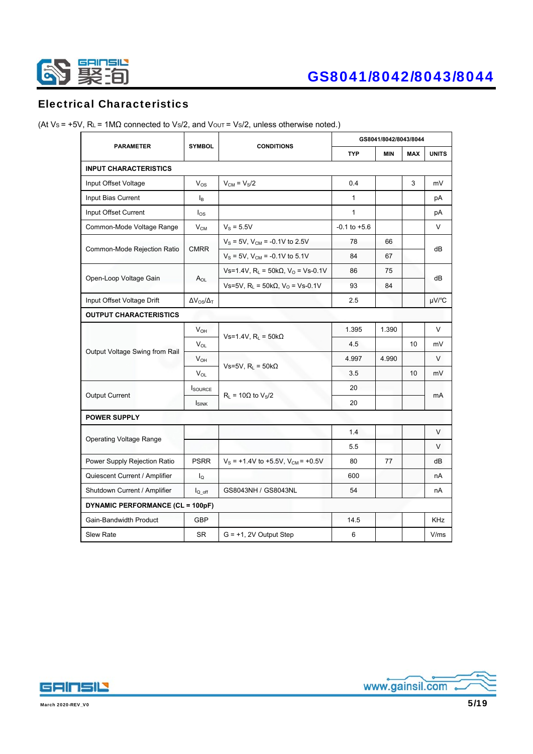## Electrical Characteristics

(At $V_S$ = +5V, $R_L$ = 1MΩ connected to $V_S/2$, and $V_{OUT}$ = $V_S/2$, unless otherwise noted.)

| PARAMETER | SYMBOL | CONDITIONS | GS8041/8042/8043/8044 | | | |
|---|---|---|---|---|---|---|
| | | | TYP | MIN | MAX | UNITS |
| **INPUT CHARACTERISTICS** | | | | | | |
| Input Offset Voltage | $V_{OS}$ | $V_{CM}$ = $V_S/2$ | 0.4 | | 3 | mV |
| Input Bias Current | $I_B$ | | 1 | | | pA |
| Input Offset Current | $I_{OS}$ | | 1 | | | pA |
| Common-Mode Voltage Range | $V_{CM}$ | $V_S$ = 5.5V | -0.1 to +5.6 | | | V |
| Common-Mode Rejection Ratio | CMRR | $V_S$ = 5V, $V_{CM}$ = -0.1V to 2.5V | 78 | 66 | | dB |
| | | $V_S$ = 5V, $V_{CM}$ = -0.1V to 5.1V | 84 | 67 | | dB |
| Open-Loop Voltage Gain | $A_{OL}$ | Vs=1.4V, $R_L$ = 50kΩ, $V_O$ = Vs-0.1V | 86 | 75 | | dB |
| | | Vs=5V, $R_L$ = 50kΩ, $V_O$ = Vs-0.1V | 93 | 84 | | dB |
| Input Offset Voltage Drift | $\Delta V_{OS}/\Delta_T$ | | 2.5 | | | μV/°C |
| **OUTPUT CHARACTERISTICS** | | | | | | |
| Output Voltage Swing from Rail | $V_{OH}$ | Vs=1.4V, $R_L$ = 50kΩ | 1.395 | 1.390 | | V |
| | $V_{OL}$ | Vs=1.4V, $R_L$ = 50kΩ | 4.5 | | 10 | mV |
| | $V_{OH}$ | Vs=5V, $R_L$ = 50kΩ | 4.997 | 4.990 | | V |
| | $V_{OL}$ | Vs=5V, $R_L$ = 50kΩ | 3.5 | | 10 | mV |
| Output Current | $I_{SOURCE}$ | $R_L$ = 10Ω to $V_S/2$ | 20 | | | mA |
| | $I_{SINK}$ | $R_L$ = 10Ω to $V_S/2$ | 20 | | | mA |
| **POWER SUPPLY** | | | | | | |
| Operating Voltage Range | | | 1.4 | | | V |
| | | | 5.5 | | | V |
| Power Supply Rejection Ratio | PSRR | $V_S$ = +1.4V to +5.5V, $V_{CM}$ = +0.5V | 80 | 77 | | dB |
| Quiescent Current / Amplifier | $I_Q$ | | 600 | | | nA |
| Shutdown Current / Amplifier | $I_{Q\_off}$ | GS8043NH / GS8043NL | 54 | | | nA |
| **DYNAMIC PERFORMANCE (CL = 100pF)** | | | | | | |
| Gain-Bandwidth Product | GBP | | 14.5 | | | KHz |
| Slew Rate | SR | G = +1, 2V Output Step | 6 | | | V/ms |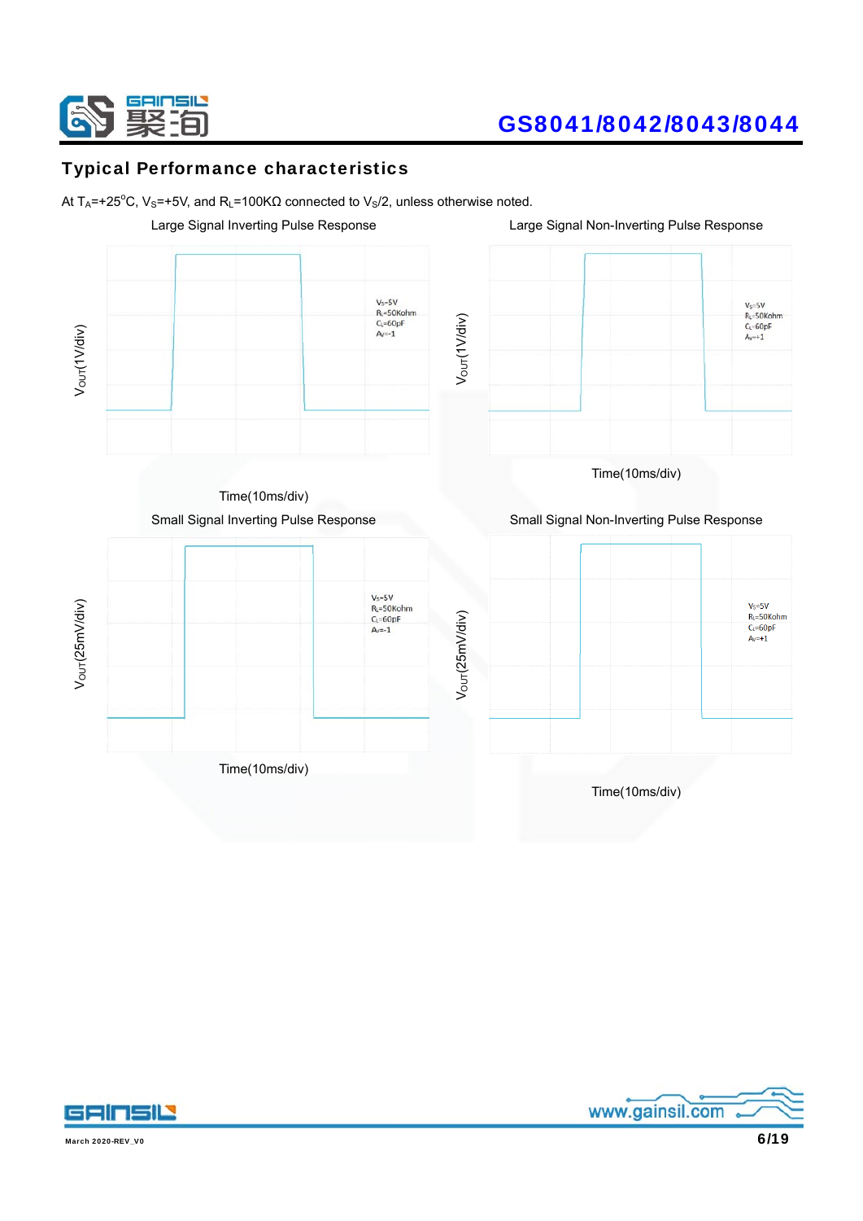## Typical Performance characteristics

At $T_A$=+25°C, $V_S$=+5V, and $R_L$=100KΩ connected to $V_S$/2, unless otherwise noted.

Large Signal Inverting Pulse Response

$V_S$=5V
$R_L$=50Kohm
$C_L$=60pF
$A_V$=-1

$V_{OUT}$(1V/div)

Time(10ms/div)

Large Signal Non-Inverting Pulse Response

$V_S$=5V
$R_L$=50Kohm
$C_L$=60pF
$A_V$=+1

$V_{OUT}$(1V/div)

Time(10ms/div)

Small Signal Inverting Pulse Response

$V_S$=5V
$R_L$=50Kohm
$C_L$=60pF
$A_V$=-1

$V_{OUT}$(25mV/div)

Time(10ms/div)

Small Signal Non-Inverting Pulse Response

$V_S$=5V
$R_L$=50Kohm
$C_L$=60pF
$A_V$=+1

$V_{OUT}$(25mV/div)

Time(10ms/div)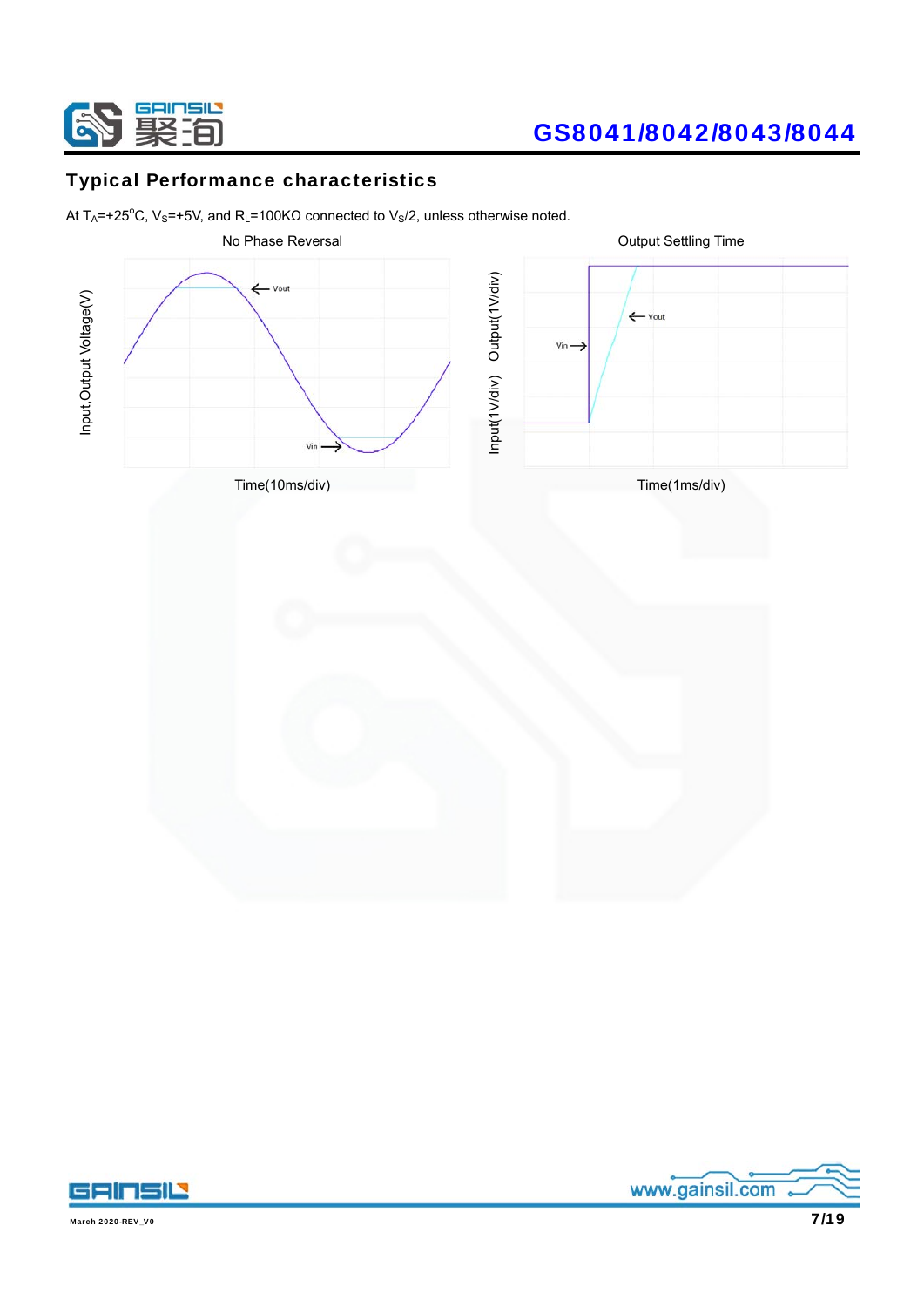## Typical Performance characteristics

At $T_A$=+25°C, $V_S$=+5V, and $R_L$=100KΩ connected to $V_S$/2, unless otherwise noted.

No Phase Reversal

Input,Output Voltage(V)

Vout

Vin

Time(10ms/div)

Output Settling Time

Input(1V/div) Output(1V/div)

Vout

Vin

Time(1ms/div)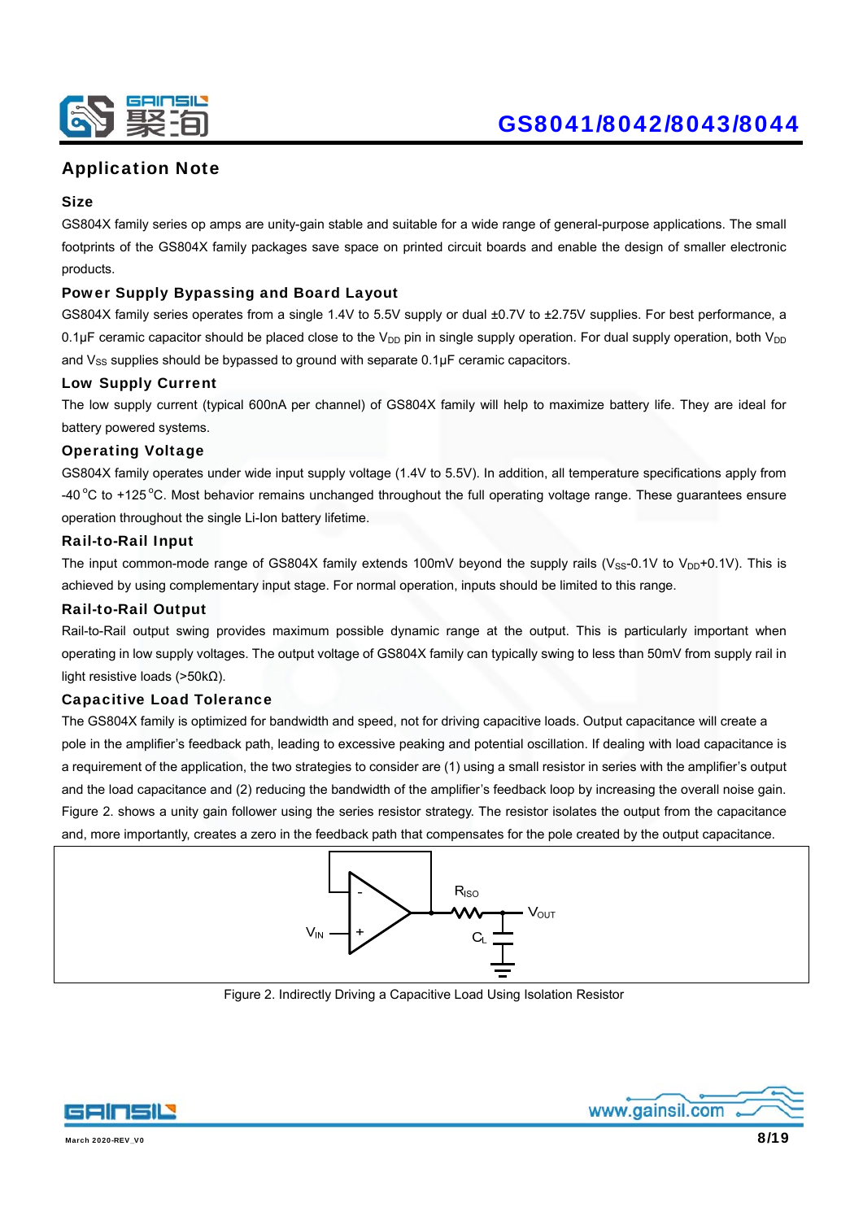## Application Note

### Size

GS804X family series op amps are unity-gain stable and suitable for a wide range of general-purpose applications. The small footprints of the GS804X family packages save space on printed circuit boards and enable the design of smaller electronic products.

### Power Supply Bypassing and Board Layout

GS804X family series operates from a single 1.4V to 5.5V supply or dual ±0.7V to ±2.75V supplies. For best performance, a 0.1μF ceramic capacitor should be placed close to the $V_{DD}$ pin in single supply operation. For dual supply operation, both $V_{DD}$ and $V_{SS}$ supplies should be bypassed to ground with separate 0.1μF ceramic capacitors.

### Low Supply Current

The low supply current (typical 600nA per channel) of GS804X family will help to maximize battery life. They are ideal for battery powered systems.

### Operating Voltage

GS804X family operates under wide input supply voltage (1.4V to 5.5V). In addition, all temperature specifications apply from -40°C to +125°C. Most behavior remains unchanged throughout the full operating voltage range. These guarantees ensure operation throughout the single Li-Ion battery lifetime.

### Rail-to-Rail Input

The input common-mode range of GS804X family extends 100mV beyond the supply rails ($V_{SS}$-0.1V to $V_{DD}$+0.1V). This is achieved by using complementary input stage. For normal operation, inputs should be limited to this range.

### Rail-to-Rail Output

Rail-to-Rail output swing provides maximum possible dynamic range at the output. This is particularly important when operating in low supply voltages. The output voltage of GS804X family can typically swing to less than 50mV from supply rail in light resistive loads (>50kΩ).

### Capacitive Load Tolerance

The GS804X family is optimized for bandwidth and speed, not for driving capacitive loads. Output capacitance will create a pole in the amplifier's feedback path, leading to excessive peaking and potential oscillation. If dealing with load capacitance is a requirement of the application, the two strategies to consider are (1) using a small resistor in series with the amplifier's output and the load capacitance and (2) reducing the bandwidth of the amplifier's feedback loop by increasing the overall noise gain. Figure 2. shows a unity gain follower using the series resistor strategy. The resistor isolates the output from the capacitance and, more importantly, creates a zero in the feedback path that compensates for the pole created by the output capacitance.

Figure 2. Indirectly Driving a Capacitive Load Using Isolation Resistor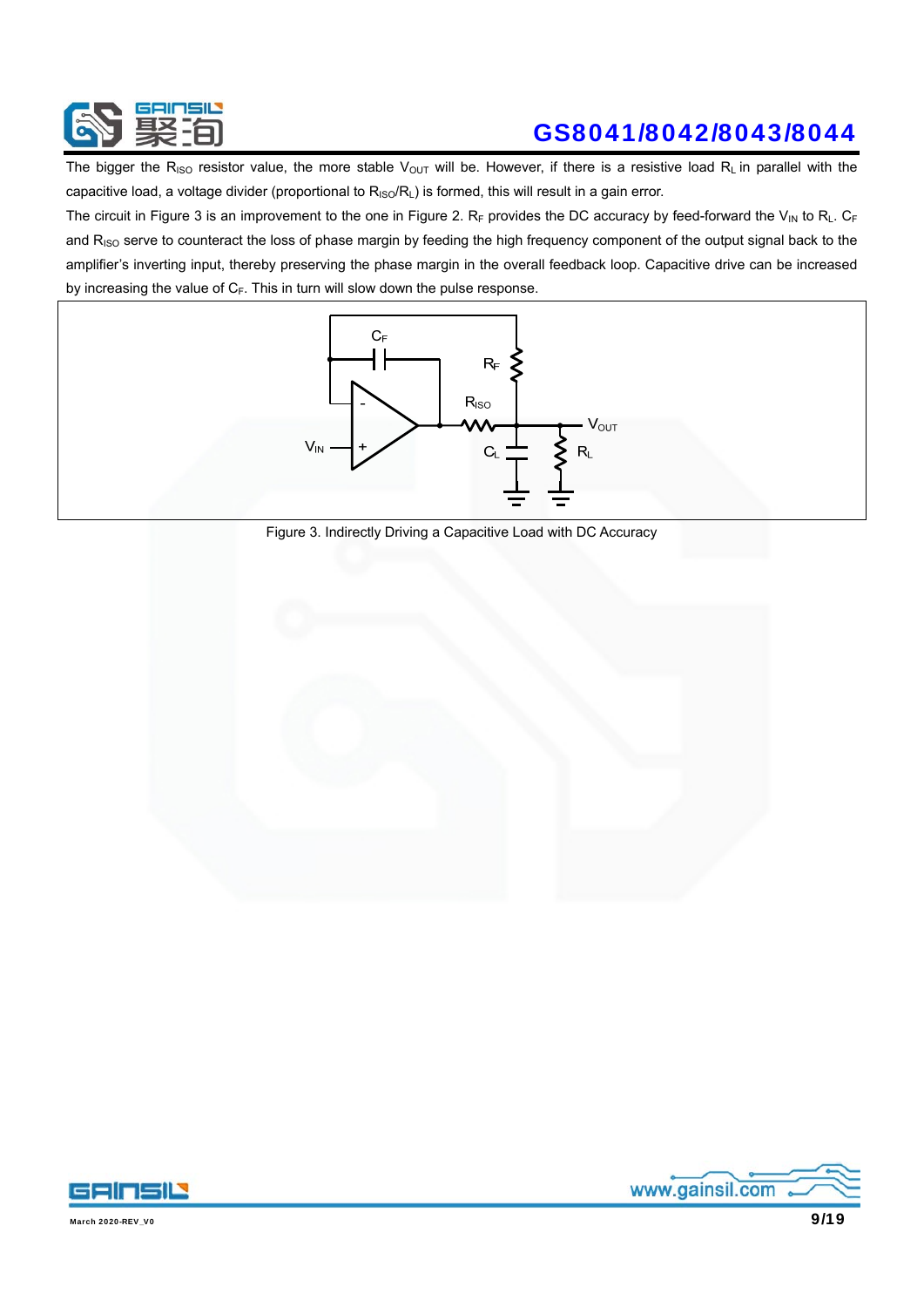The bigger the $R_{ISO}$ resistor value, the more stable $V_{OUT}$ will be. However, if there is a resistive load $R_L$ in parallel with the capacitive load, a voltage divider (proportional to $R_{ISO}/R_L$) is formed, this will result in a gain error.

The circuit in Figure 3 is an improvement to the one in Figure 2. $R_F$ provides the DC accuracy by feed-forward the $V_{IN}$ to $R_L$. $C_F$ and $R_{ISO}$ serve to counteract the loss of phase margin by feeding the high frequency component of the output signal back to the amplifier's inverting input, thereby preserving the phase margin in the overall feedback loop. Capacitive drive can be increased by increasing the value of $C_F$. This in turn will slow down the pulse response.

Figure 3. Indirectly Driving a Capacitive Load with DC Accuracy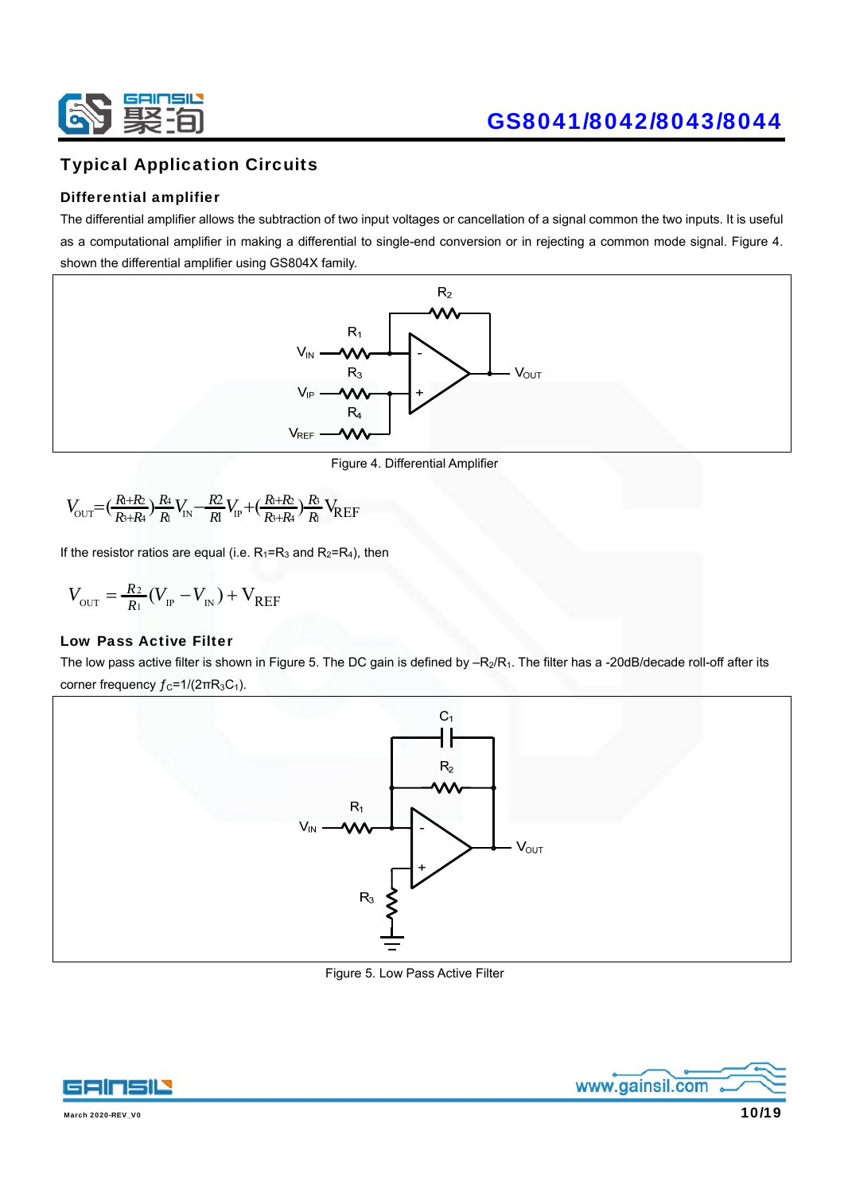## Typical Application Circuits

### Differential amplifier

The differential amplifier allows the subtraction of two input voltages or cancellation of a signal common the two inputs. It is useful as a computational amplifier in making a differential to single-end conversion or in rejecting a common mode signal. Figure 4. shown the differential amplifier using GS804X family.

Figure 4. Differential Amplifier

$$V_{OUT}=(\frac{R_1+R_2}{R_3+R_4})\frac{R_4}{R_1}V_{IN}-\frac{R2}{R1}V_{IP}+(\frac{R_1+R_2}{R_3+R_4})\frac{R_3}{R_1}V_{REF}$$

If the resistor ratios are equal (i.e. $R_1=R_3$ and $R_2=R_4$), then

$$V_{OUT}=\frac{R_2}{R_1}(V_{IP}-V_{IN})+V_{REF}$$

### Low Pass Active Filter

The low pass active filter is shown in Figure 5. The DC gain is defined by $-R_2/R_1$. The filter has a -20dB/decade roll-off after its corner frequency $f_C=1/(2\pi R_3C_1)$.

Figure 5. Low Pass Active Filter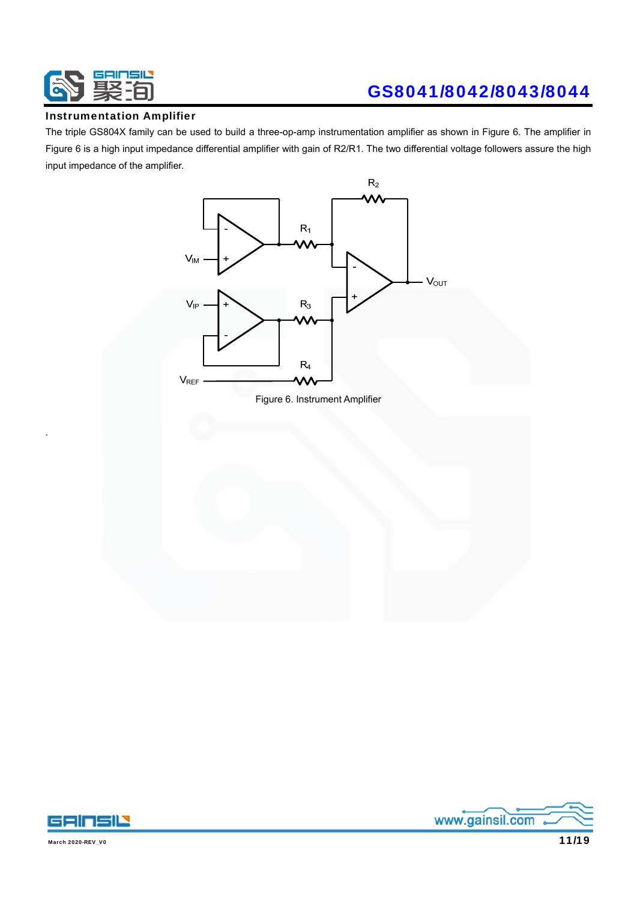## Instrumentation Amplifier

The triple GS804X family can be used to build a three-op-amp instrumentation amplifier as shown in Figure 6. The amplifier in Figure 6 is a high input impedance differential amplifier with gain of R2/R1. The two differential voltage followers assure the high input impedance of the amplifier.

Figure 6. Instrument Amplifier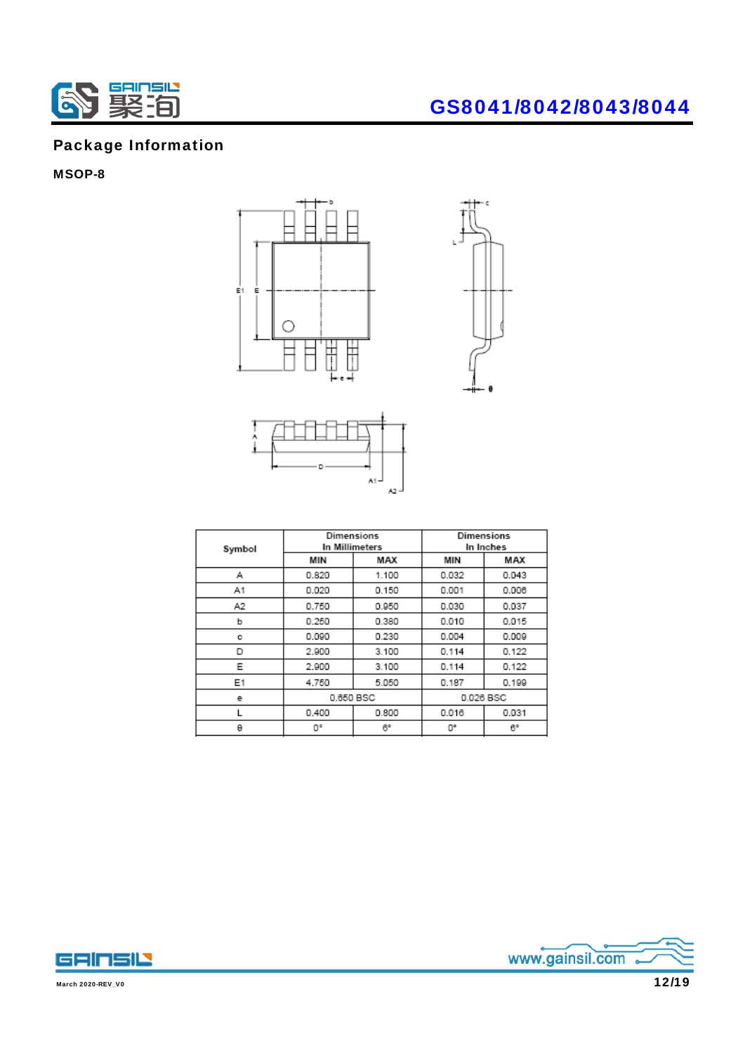## Package Information

### MSOP-8

| Symbol | Dimensions In Millimeters | | Dimensions In Inches | |
|---|---|---|---|---|
| | MIN | MAX | MIN | MAX |
| A | 0.820 | 1.100 | 0.032 | 0.043 |
| A1 | 0.020 | 0.150 | 0.001 | 0.006 |
| A2 | 0.750 | 0.950 | 0.030 | 0.037 |
| b | 0.250 | 0.380 | 0.010 | 0.015 |
| c | 0.090 | 0.230 | 0.004 | 0.009 |
| D | 2.900 | 3.100 | 0.114 | 0.122 |
| E | 2.900 | 3.100 | 0.114 | 0.122 |
| E1 | 4.750 | 5.050 | 0.187 | 0.199 |
| e | 0.650 BSC | | 0.026 BSC | |
| L | 0.400 | 0.800 | 0.016 | 0.031 |
| θ | 0° | 6° | 0° | 6° |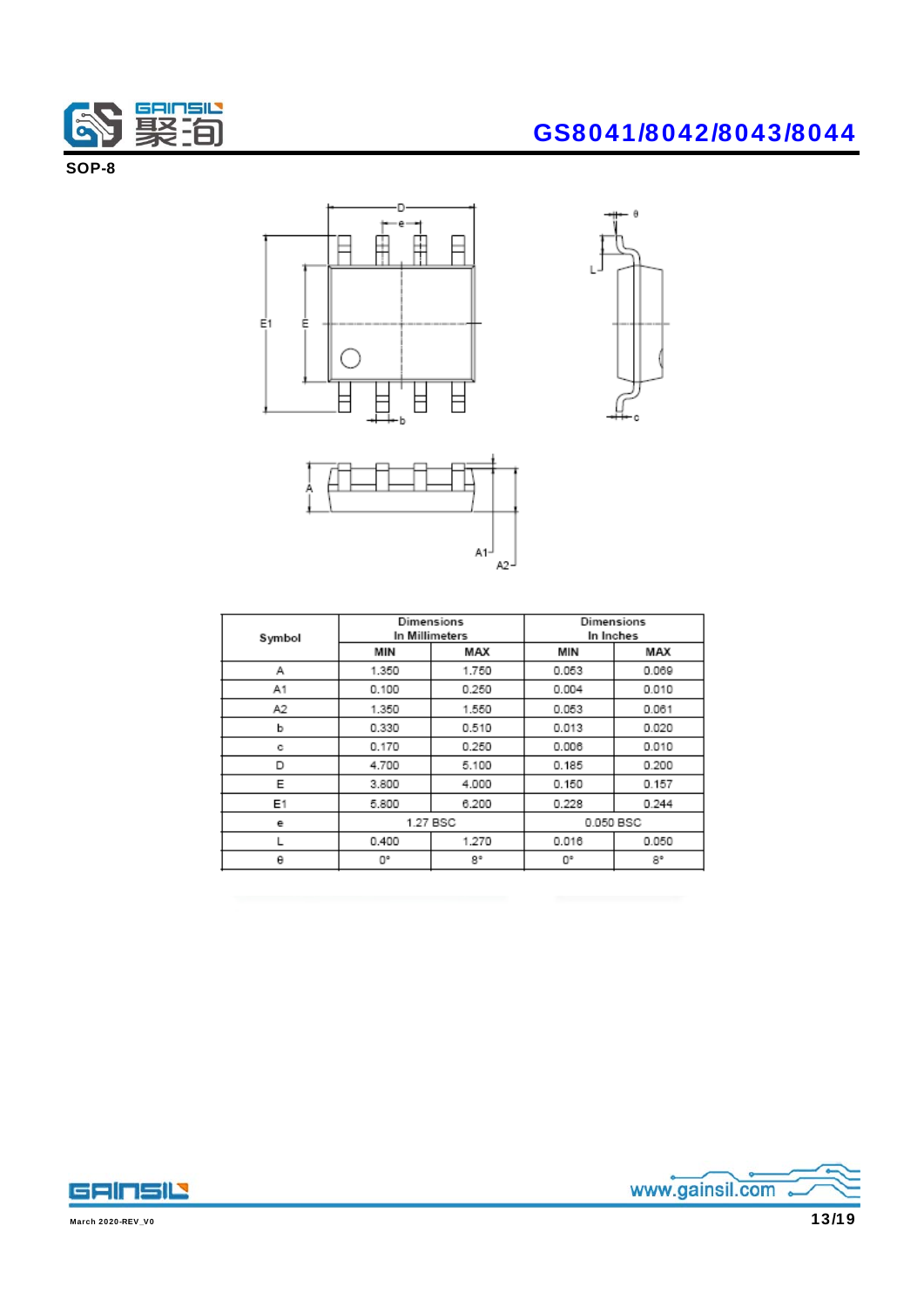## SOP-8

| Symbol | Dimensions In Millimeters | | Dimensions In Inches | |
|---|---|---|---|---|
| | MIN | MAX | MIN | MAX |
| A | 1.350 | 1.750 | 0.053 | 0.069 |
| A1 | 0.100 | 0.250 | 0.004 | 0.010 |
| A2 | 1.350 | 1.550 | 0.053 | 0.061 |
| b | 0.330 | 0.510 | 0.013 | 0.020 |
| c | 0.170 | 0.250 | 0.006 | 0.010 |
| D | 4.700 | 5.100 | 0.185 | 0.200 |
| E | 3.800 | 4.000 | 0.150 | 0.157 |
| E1 | 5.800 | 6.200 | 0.228 | 0.244 |
| e | 1.27 BSC | | 0.050 BSC | |
| L | 0.400 | 1.270 | 0.016 | 0.050 |
| θ | 0° | 8° | 0° | 8° |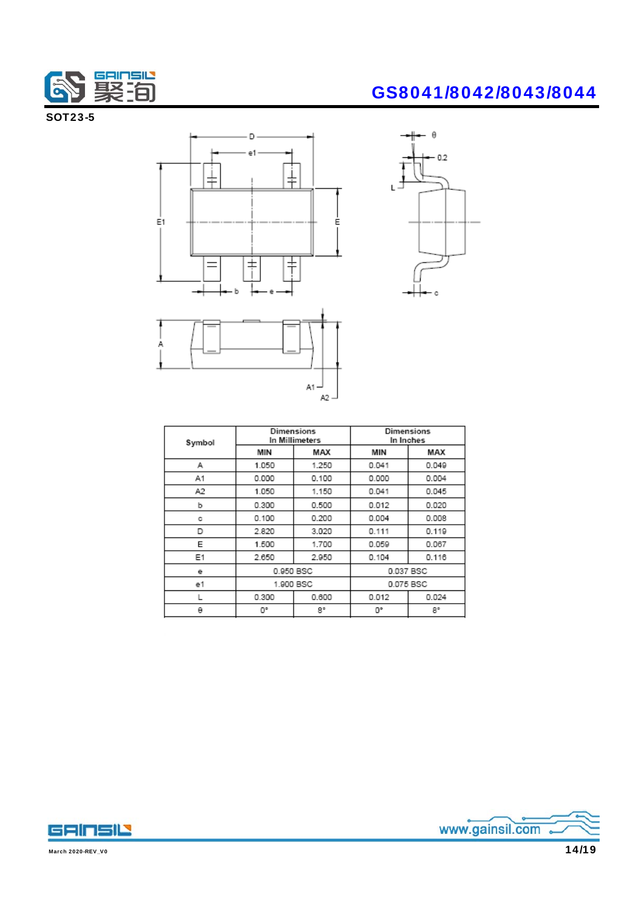## SOT23-5

| Symbol | Dimensions In Millimeters | | Dimensions In Inches | |
|---|---|---|---|---|
| | MIN | MAX | MIN | MAX |
| A | 1.050 | 1.250 | 0.041 | 0.049 |
| A1 | 0.000 | 0.100 | 0.000 | 0.004 |
| A2 | 1.050 | 1.150 | 0.041 | 0.045 |
| b | 0.300 | 0.500 | 0.012 | 0.020 |
| c | 0.100 | 0.200 | 0.004 | 0.008 |
| D | 2.820 | 3.020 | 0.111 | 0.119 |
| E | 1.500 | 1.700 | 0.059 | 0.067 |
| E1 | 2.650 | 2.950 | 0.104 | 0.116 |
| e | 0.950 BSC | | 0.037 BSC | |
| e1 | 1.900 BSC | | 0.075 BSC | |
| L | 0.300 | 0.600 | 0.012 | 0.024 |
| θ | 0° | 8° | 0° | 8° |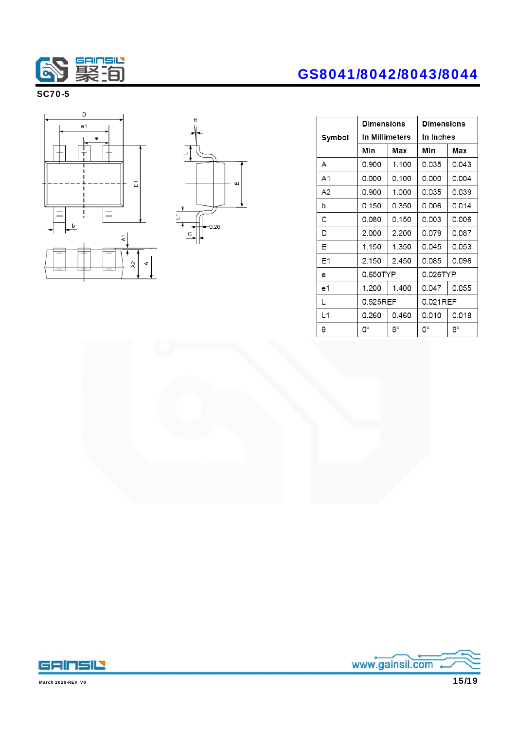## SC70-5

| Symbol | Dimensions In Millimeters | | Dimensions In Inches | |
|---|---|---|---|---|
| | Min | Max | Min | Max |
| A | 0.900 | 1.100 | 0.035 | 0.043 |
| A1 | 0.000 | 0.100 | 0.000 | 0.004 |
| A2 | 0.900 | 1.000 | 0.035 | 0.039 |
| b | 0.150 | 0.350 | 0.006 | 0.014 |
| C | 0.080 | 0.150 | 0.003 | 0.006 |
| D | 2.000 | 2.200 | 0.079 | 0.087 |
| E | 1.150 | 1.350 | 0.045 | 0.053 |
| E1 | 2.150 | 2.450 | 0.085 | 0.096 |
| e | 0.650TYP | | 0.026TYP | |
| e1 | 1.200 | 1.400 | 0.047 | 0.055 |
| L | 0.525REF | | 0.021REF | |
| L1 | 0.260 | 0.460 | 0.010 | 0.018 |
| θ | 0° | 8° | 0° | 8° |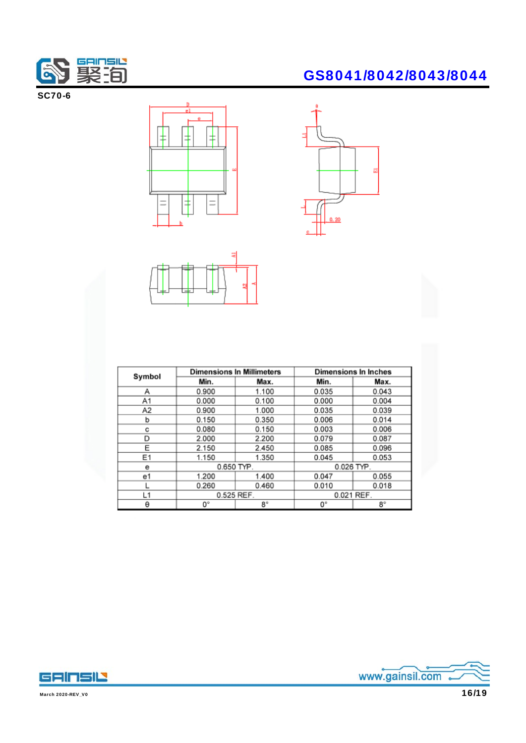## SC70-6

<table>
<tr><th rowspan="2">Symbol</th><th colspan="2">Dimensions In Millimeters</th><th colspan="2">Dimensions In Inches</th></tr>
<tr><th>Min.</th><th>Max.</th><th>Min.</th><th>Max.</th></tr>
<tr><td>A</td><td>0.900</td><td>1.100</td><td>0.035</td><td>0.043</td></tr>
<tr><td>A1</td><td>0.000</td><td>0.100</td><td>0.000</td><td>0.004</td></tr>
<tr><td>A2</td><td>0.900</td><td>1.000</td><td>0.035</td><td>0.039</td></tr>
<tr><td>b</td><td>0.150</td><td>0.350</td><td>0.006</td><td>0.014</td></tr>
<tr><td>c</td><td>0.080</td><td>0.150</td><td>0.003</td><td>0.006</td></tr>
<tr><td>D</td><td>2.000</td><td>2.200</td><td>0.079</td><td>0.087</td></tr>
<tr><td>E</td><td>2.150</td><td>2.450</td><td>0.085</td><td>0.096</td></tr>
<tr><td>E1</td><td>1.150</td><td>1.350</td><td>0.045</td><td>0.053</td></tr>
<tr><td>e</td><td colspan="2">0.650 TYP.</td><td colspan="2">0.026 TYP.</td></tr>
<tr><td>e1</td><td>1.200</td><td>1.400</td><td>0.047</td><td>0.055</td></tr>
<tr><td>L</td><td>0.260</td><td>0.460</td><td>0.010</td><td>0.018</td></tr>
<tr><td>L1</td><td colspan="2">0.525 REF.</td><td colspan="2">0.021 REF.</td></tr>
<tr><td>θ</td><td>0°</td><td>8°</td><td>0°</td><td>8°</td></tr>
</table>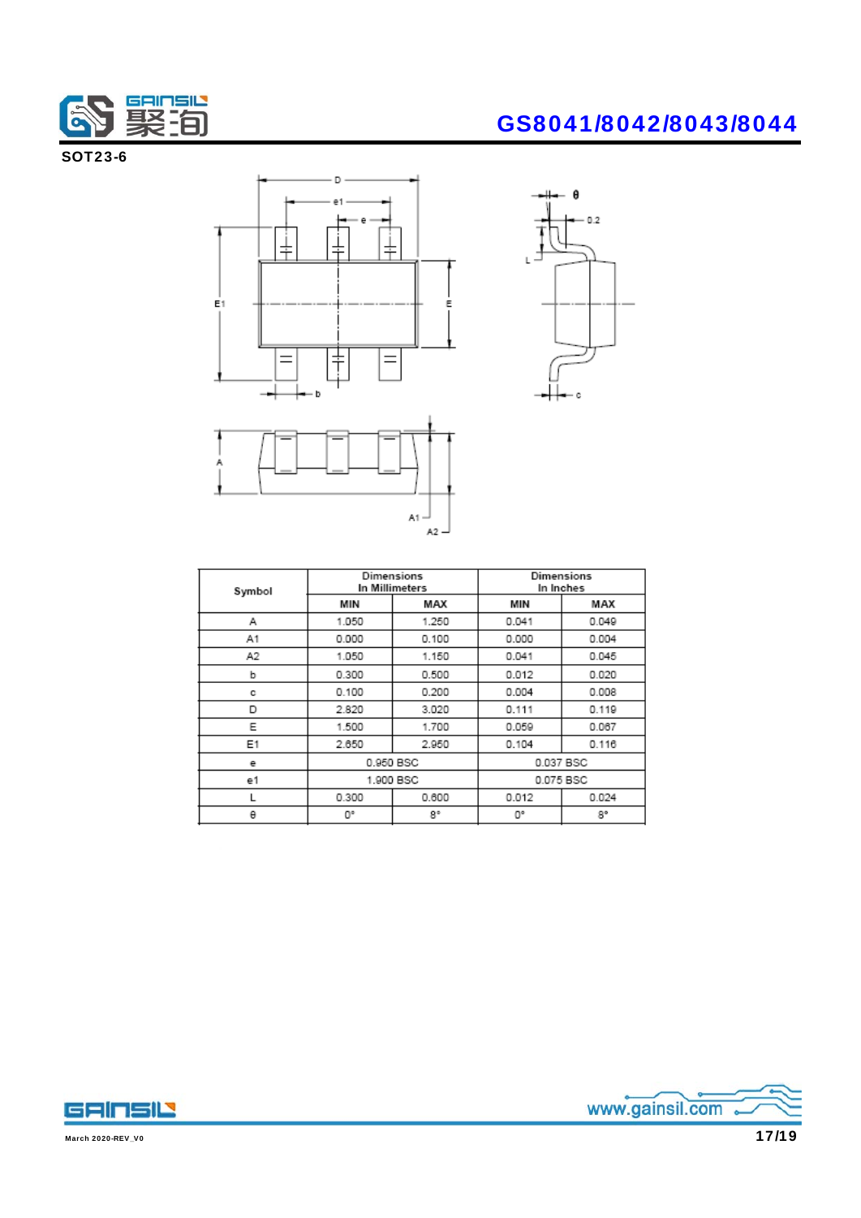## SOT23-6

| Symbol | Dimensions In Millimeters | | Dimensions In Inches | |
|---|---|---|---|---|
| | MIN | MAX | MIN | MAX |
| A | 1.050 | 1.250 | 0.041 | 0.049 |
| A1 | 0.000 | 0.100 | 0.000 | 0.004 |
| A2 | 1.050 | 1.150 | 0.041 | 0.045 |
| b | 0.300 | 0.500 | 0.012 | 0.020 |
| c | 0.100 | 0.200 | 0.004 | 0.008 |
| D | 2.820 | 3.020 | 0.111 | 0.119 |
| E | 1.500 | 1.700 | 0.059 | 0.067 |
| E1 | 2.650 | 2.950 | 0.104 | 0.116 |
| e | 0.950 BSC | | 0.037 BSC | |
| e1 | 1.900 BSC | | 0.075 BSC | |
| L | 0.300 | 0.600 | 0.012 | 0.024 |
| θ | 0° | 8° | 0° | 8° |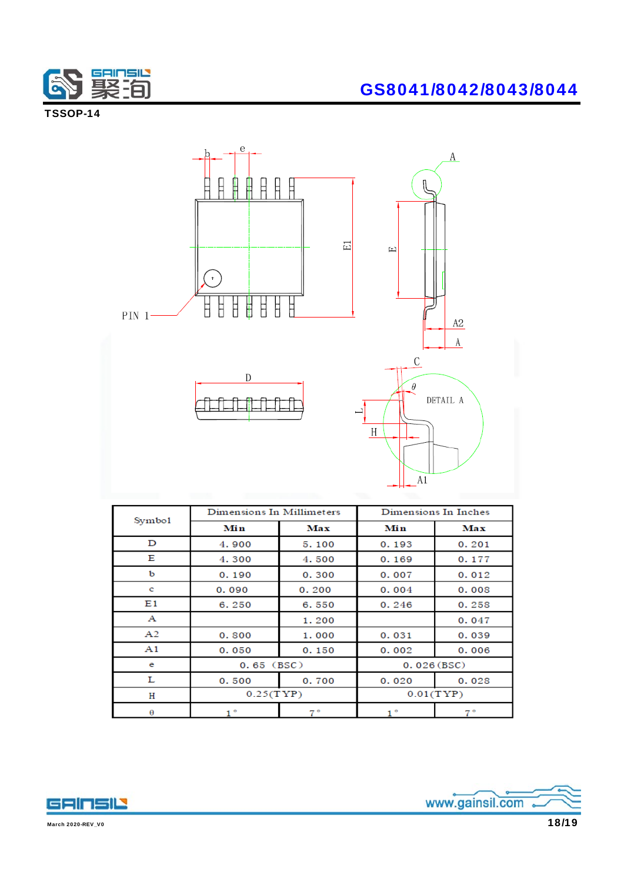TSSOP-14

| Symbol | Dimensions In Millimeters | | Dimensions In Inches | |
|---|---|---|---|---|
| | Min | Max | Min | Max |
| D | 4.900 | 5.100 | 0.193 | 0.201 |
| E | 4.300 | 4.500 | 0.169 | 0.177 |
| b | 0.190 | 0.300 | 0.007 | 0.012 |
| c | 0.090 | 0.200 | 0.004 | 0.008 |
| E1 | 6.250 | 6.550 | 0.246 | 0.258 |
| A | | 1.200 | | 0.047 |
| A2 | 0.800 | 1.000 | 0.031 | 0.039 |
| A1 | 0.050 | 0.150 | 0.002 | 0.006 |
| e | 0.65 (BSC) | | 0.026 (BSC) | |
| L | 0.500 | 0.700 | 0.020 | 0.028 |
| H | 0.25 (TYP) | | 0.01 (TYP) | |
| θ | 1° | 7° | 1° | 7° |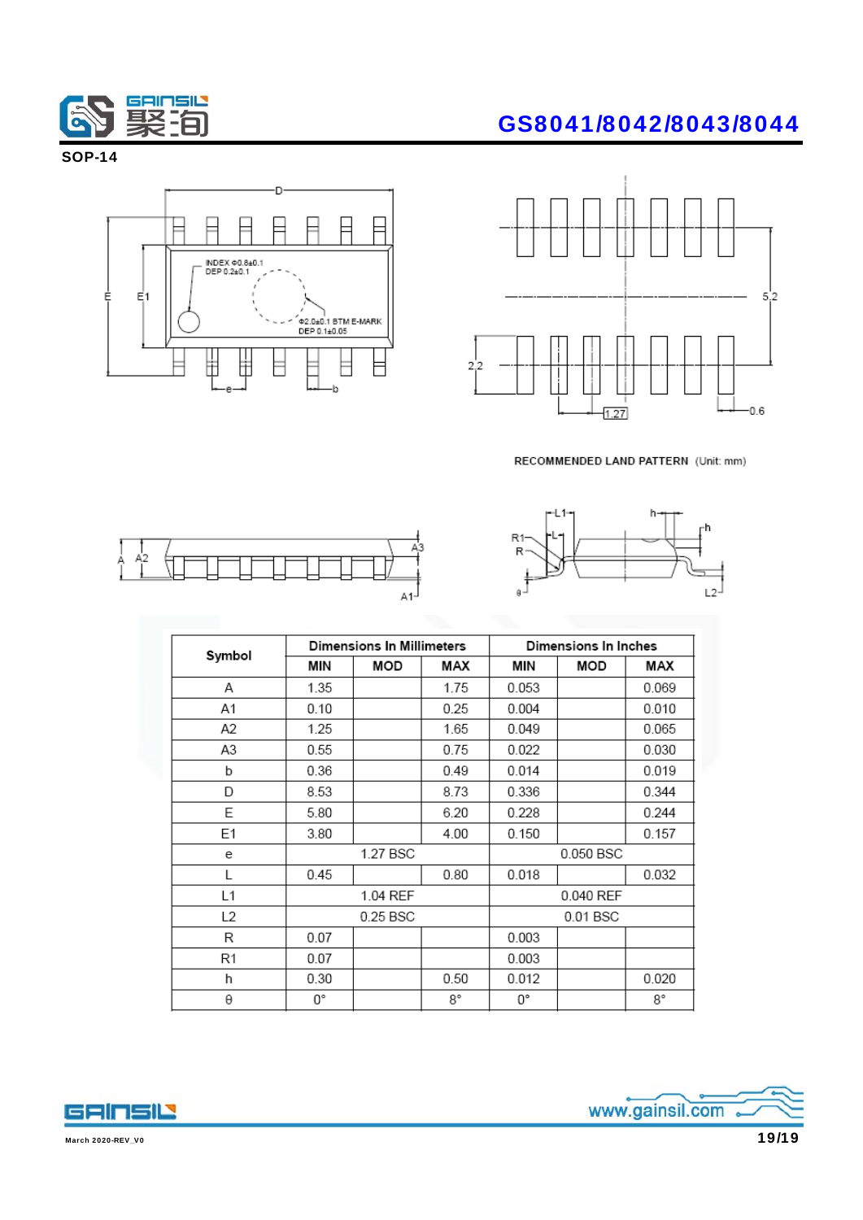## SOP-14

INDEX Φ0.8±0.1
DEP 0.2±0.1

Φ2.0±0.1 BTM E-MARK
DEP 0.1±0.05

D
E
E1
e
b

5.2
2.2
1.27
0.6

RECOMMENDED LAND PATTERN (Unit: mm)

A
A2
A3
A1

L1
L
R1
R
θ
h
h
L2

| Symbol | Dimensions In Millimeters | | | Dimensions In Inches | | |
|---|---|---|---|---|---|---|
| | MIN | MOD | MAX | MIN | MOD | MAX |
| A | 1.35 | | 1.75 | 0.053 | | 0.069 |
| A1 | 0.10 | | 0.25 | 0.004 | | 0.010 |
| A2 | 1.25 | | 1.65 | 0.049 | | 0.065 |
| A3 | 0.55 | | 0.75 | 0.022 | | 0.030 |
| b | 0.36 | | 0.49 | 0.014 | | 0.019 |
| D | 8.53 | | 8.73 | 0.336 | | 0.344 |
| E | 5.80 | | 6.20 | 0.228 | | 0.244 |
| E1 | 3.80 | | 4.00 | 0.150 | | 0.157 |
| e | | 1.27 BSC | | | 0.050 BSC | |
| L | 0.45 | | 0.80 | 0.018 | | 0.032 |
| L1 | | 1.04 REF | | | 0.040 REF | |
| L2 | | 0.25 BSC | | | 0.01 BSC | |
| R | 0.07 | | | 0.003 | | |
| R1 | 0.07 | | | 0.003 | | |
| h | 0.30 | | 0.50 | 0.012 | | 0.020 |
| θ | 0° | | 8° | 0° | | 8° |